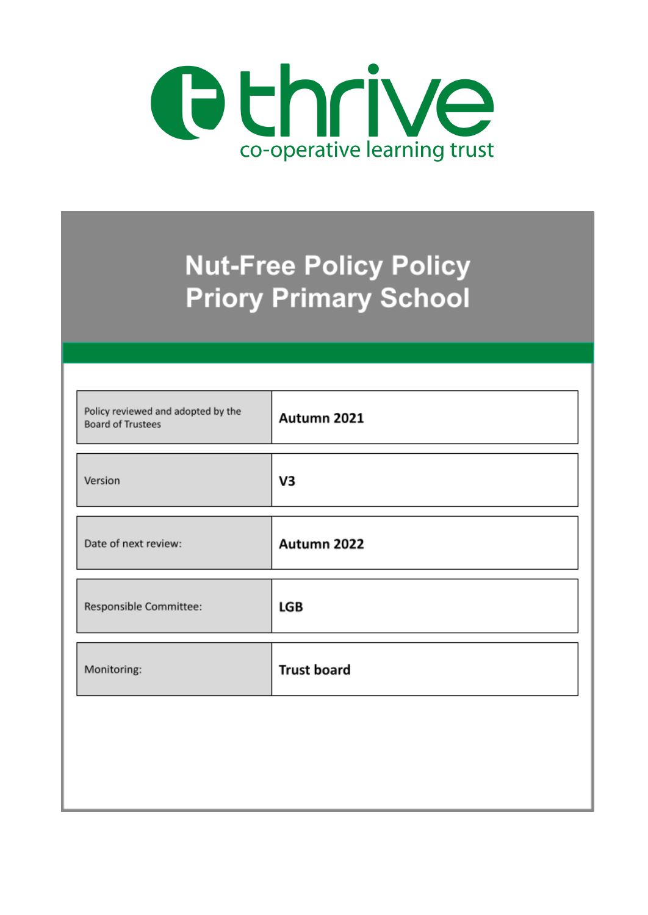thrive

co-operative learning trust

# Nut-Free Policy Policy
# Priory Primary School

| | |
|---|---|
| Policy reviewed and adopted by the Board of Trustees | **Autumn 2021** |
| Version | **V3** |
| Date of next review: | **Autumn 2022** |
| Responsible Committee: | **LGB** |
| Monitoring: | **Trust board** |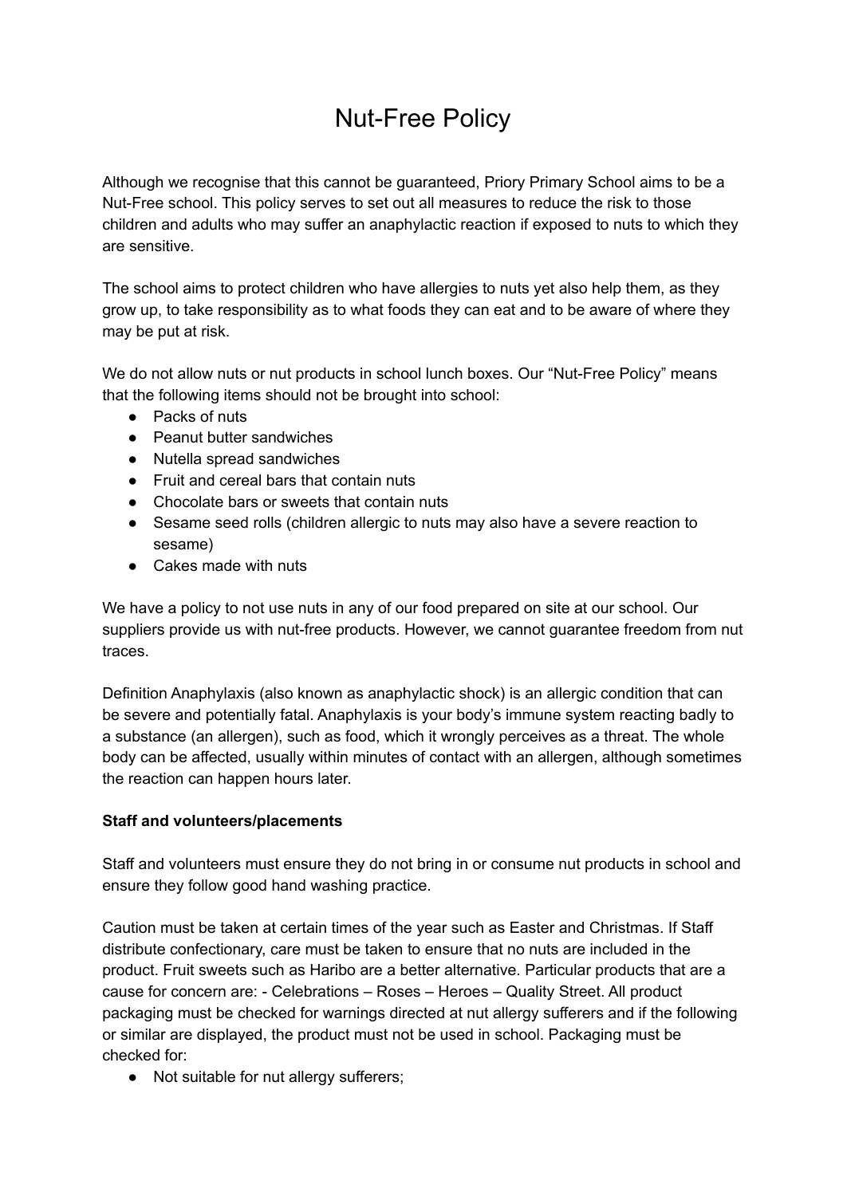# Nut-Free Policy

Although we recognise that this cannot be guaranteed, Priory Primary School aims to be a Nut-Free school. This policy serves to set out all measures to reduce the risk to those children and adults who may suffer an anaphylactic reaction if exposed to nuts to which they are sensitive.

The school aims to protect children who have allergies to nuts yet also help them, as they grow up, to take responsibility as to what foods they can eat and to be aware of where they may be put at risk.

We do not allow nuts or nut products in school lunch boxes. Our "Nut-Free Policy" means that the following items should not be brought into school:

- Packs of nuts
- Peanut butter sandwiches
- Nutella spread sandwiches
- Fruit and cereal bars that contain nuts
- Chocolate bars or sweets that contain nuts
- Sesame seed rolls (children allergic to nuts may also have a severe reaction to sesame)
- Cakes made with nuts

We have a policy to not use nuts in any of our food prepared on site at our school. Our suppliers provide us with nut-free products. However, we cannot guarantee freedom from nut traces.

Definition Anaphylaxis (also known as anaphylactic shock) is an allergic condition that can be severe and potentially fatal. Anaphylaxis is your body's immune system reacting badly to a substance (an allergen), such as food, which it wrongly perceives as a threat. The whole body can be affected, usually within minutes of contact with an allergen, although sometimes the reaction can happen hours later.

**Staff and volunteers/placements**

Staff and volunteers must ensure they do not bring in or consume nut products in school and ensure they follow good hand washing practice.

Caution must be taken at certain times of the year such as Easter and Christmas. If Staff distribute confectionary, care must be taken to ensure that no nuts are included in the product. Fruit sweets such as Haribo are a better alternative. Particular products that are a cause for concern are: - Celebrations – Roses – Heroes – Quality Street. All product packaging must be checked for warnings directed at nut allergy sufferers and if the following or similar are displayed, the product must not be used in school. Packaging must be checked for:

- Not suitable for nut allergy sufferers;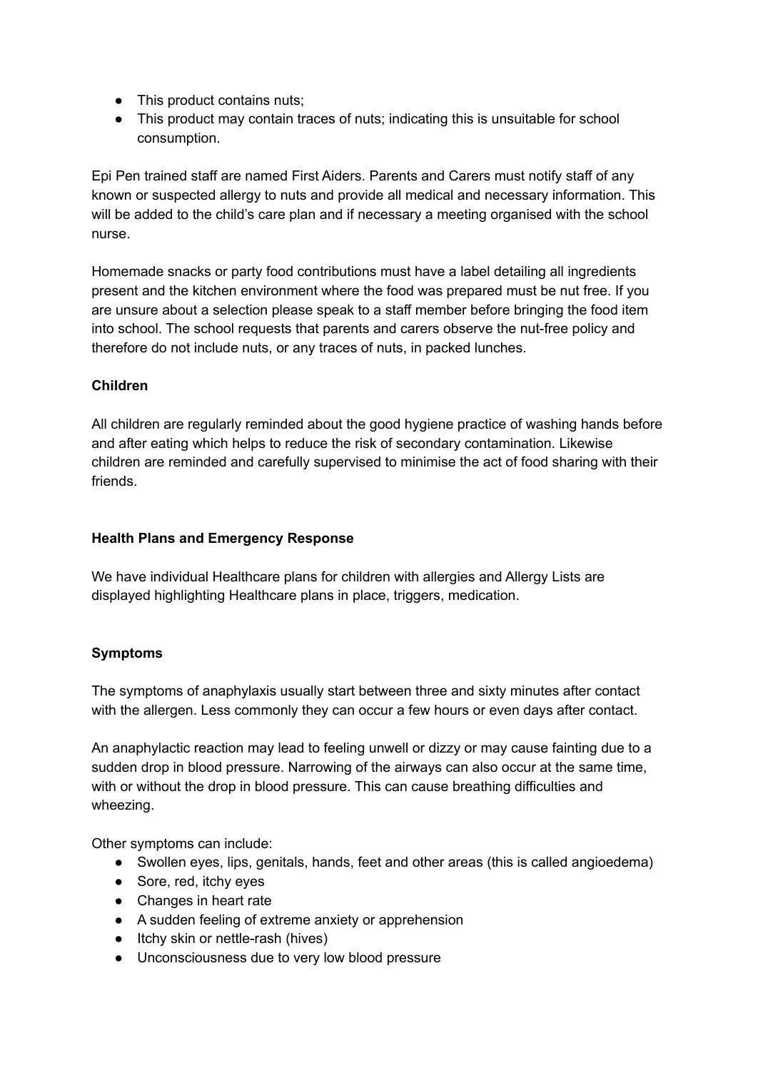- This product contains nuts;
- This product may contain traces of nuts; indicating this is unsuitable for school consumption.

Epi Pen trained staff are named First Aiders. Parents and Carers must notify staff of any known or suspected allergy to nuts and provide all medical and necessary information. This will be added to the child's care plan and if necessary a meeting organised with the school nurse.

Homemade snacks or party food contributions must have a label detailing all ingredients present and the kitchen environment where the food was prepared must be nut free. If you are unsure about a selection please speak to a staff member before bringing the food item into school. The school requests that parents and carers observe the nut-free policy and therefore do not include nuts, or any traces of nuts, in packed lunches.

**Children**

All children are regularly reminded about the good hygiene practice of washing hands before and after eating which helps to reduce the risk of secondary contamination. Likewise children are reminded and carefully supervised to minimise the act of food sharing with their friends.

**Health Plans and Emergency Response**

We have individual Healthcare plans for children with allergies and Allergy Lists are displayed highlighting Healthcare plans in place, triggers, medication.

**Symptoms**

The symptoms of anaphylaxis usually start between three and sixty minutes after contact with the allergen. Less commonly they can occur a few hours or even days after contact.

An anaphylactic reaction may lead to feeling unwell or dizzy or may cause fainting due to a sudden drop in blood pressure. Narrowing of the airways can also occur at the same time, with or without the drop in blood pressure. This can cause breathing difficulties and wheezing.

Other symptoms can include:

- Swollen eyes, lips, genitals, hands, feet and other areas (this is called angioedema)
- Sore, red, itchy eyes
- Changes in heart rate
- A sudden feeling of extreme anxiety or apprehension
- Itchy skin or nettle-rash (hives)
- Unconsciousness due to very low blood pressure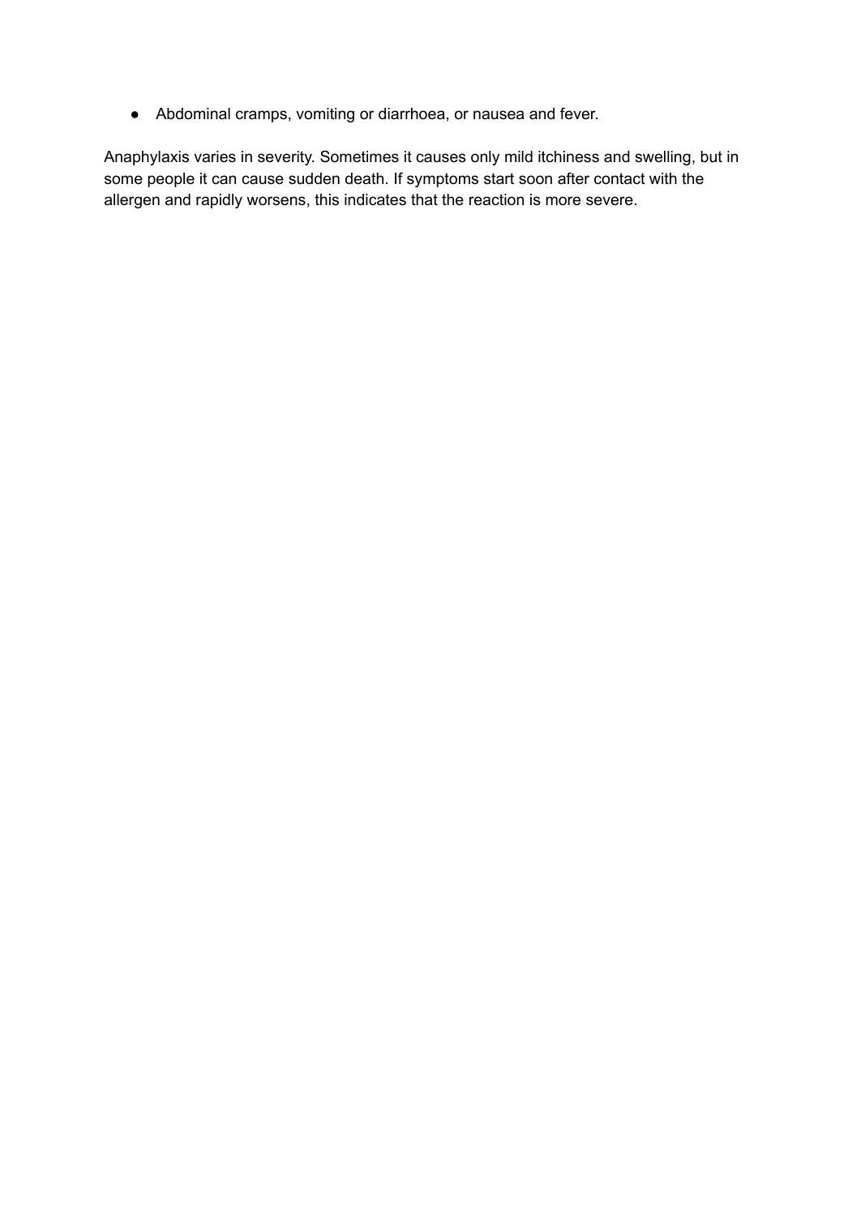- Abdominal cramps, vomiting or diarrhoea, or nausea and fever.

Anaphylaxis varies in severity. Sometimes it causes only mild itchiness and swelling, but in some people it can cause sudden death. If symptoms start soon after contact with the allergen and rapidly worsens, this indicates that the reaction is more severe.